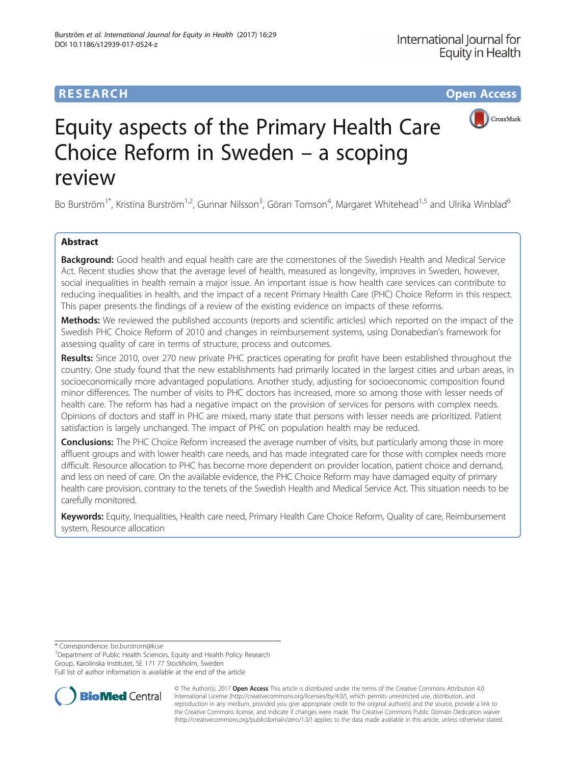# RESEARCH

**Open Access**

# Equity aspects of the Primary Health Care Choice Reform in Sweden – a scoping review

Bo Burström[1*], Kristina Burström[1,2], Gunnar Nilsson[3], Göran Tomson[4], Margaret Whitehead[1,5] and Ulrika Winblad[6]

## Abstract

**Background:** Good health and equal health care are the cornerstones of the Swedish Health and Medical Service Act. Recent studies show that the average level of health, measured as longevity, improves in Sweden, however, social inequalities in health remain a major issue. An important issue is how health care services can contribute to reducing inequalities in health, and the impact of a recent Primary Health Care (PHC) Choice Reform in this respect. This paper presents the findings of a review of the existing evidence on impacts of these reforms.

**Methods:** We reviewed the published accounts (reports and scientific articles) which reported on the impact of the Swedish PHC Choice Reform of 2010 and changes in reimbursement systems, using Donabedian's framework for assessing quality of care in terms of structure, process and outcomes.

**Results:** Since 2010, over 270 new private PHC practices operating for profit have been established throughout the country. One study found that the new establishments had primarily located in the largest cities and urban areas, in socioeconomically more advantaged populations. Another study, adjusting for socioeconomic composition found minor differences. The number of visits to PHC doctors has increased, more so among those with lesser needs of health care. The reform has had a negative impact on the provision of services for persons with complex needs. Opinions of doctors and staff in PHC are mixed, many state that persons with lesser needs are prioritized. Patient satisfaction is largely unchanged. The impact of PHC on population health may be reduced.

**Conclusions:** The PHC Choice Reform increased the average number of visits, but particularly among those in more affluent groups and with lower health care needs, and has made integrated care for those with complex needs more difficult. Resource allocation to PHC has become more dependent on provider location, patient choice and demand, and less on need of care. On the available evidence, the PHC Choice Reform may have damaged equity of primary health care provision, contrary to the tenets of the Swedish Health and Medical Service Act. This situation needs to be carefully monitored.

**Keywords:** Equity, Inequalities, Health care need, Primary Health Care Choice Reform, Quality of care, Reimbursement system, Resource allocation

* Correspondence: bo.burstrom@ki.se
[1]Department of Public Health Sciences, Equity and Health Policy Research Group, Karolinska Institutet, SE 171 77 Stockholm, Sweden
Full list of author information is available at the end of the article

© The Author(s). 2017 **Open Access** This article is distributed under the terms of the Creative Commons Attribution 4.0 International License (http://creativecommons.org/licenses/by/4.0/), which permits unrestricted use, distribution, and reproduction in any medium, provided you give appropriate credit to the original author(s) and the source, provide a link to the Creative Commons license, and indicate if changes were made. The Creative Commons Public Domain Dedication waiver (http://creativecommons.org/publicdomain/zero/1.0/) applies to the data made available in this article, unless otherwise stated.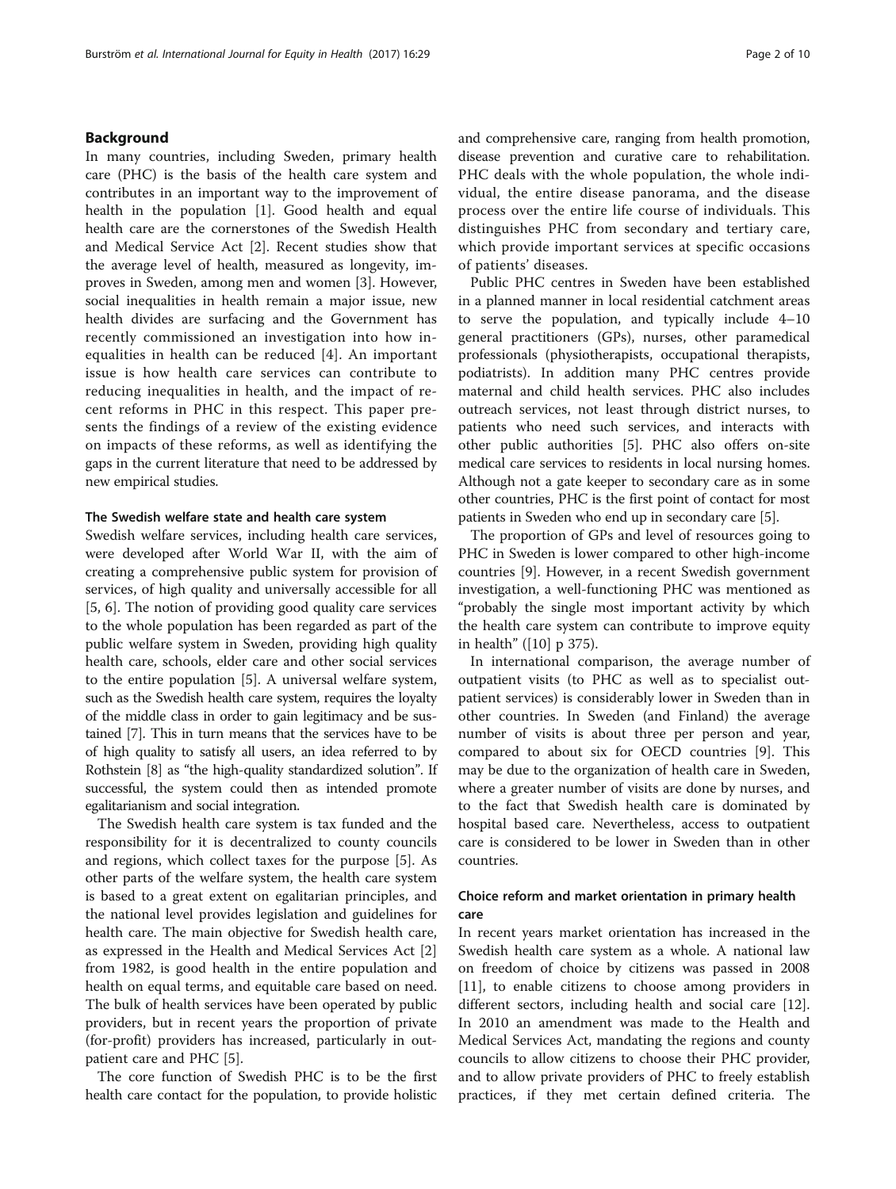## Background

In many countries, including Sweden, primary health care (PHC) is the basis of the health care system and contributes in an important way to the improvement of health in the population [1]. Good health and equal health care are the cornerstones of the Swedish Health and Medical Service Act [2]. Recent studies show that the average level of health, measured as longevity, improves in Sweden, among men and women [3]. However, social inequalities in health remain a major issue, new health divides are surfacing and the Government has recently commissioned an investigation into how inequalities in health can be reduced [4]. An important issue is how health care services can contribute to reducing inequalities in health, and the impact of recent reforms in PHC in this respect. This paper presents the findings of a review of the existing evidence on impacts of these reforms, as well as identifying the gaps in the current literature that need to be addressed by new empirical studies.

### The Swedish welfare state and health care system

Swedish welfare services, including health care services, were developed after World War II, with the aim of creating a comprehensive public system for provision of services, of high quality and universally accessible for all [5, 6]. The notion of providing good quality care services to the whole population has been regarded as part of the public welfare system in Sweden, providing high quality health care, schools, elder care and other social services to the entire population [5]. A universal welfare system, such as the Swedish health care system, requires the loyalty of the middle class in order to gain legitimacy and be sustained [7]. This in turn means that the services have to be of high quality to satisfy all users, an idea referred to by Rothstein [8] as "the high-quality standardized solution". If successful, the system could then as intended promote egalitarianism and social integration.

The Swedish health care system is tax funded and the responsibility for it is decentralized to county councils and regions, which collect taxes for the purpose [5]. As other parts of the welfare system, the health care system is based to a great extent on egalitarian principles, and the national level provides legislation and guidelines for health care. The main objective for Swedish health care, as expressed in the Health and Medical Services Act [2] from 1982, is good health in the entire population and health on equal terms, and equitable care based on need. The bulk of health services have been operated by public providers, but in recent years the proportion of private (for-profit) providers has increased, particularly in outpatient care and PHC [5].

The core function of Swedish PHC is to be the first health care contact for the population, to provide holistic and comprehensive care, ranging from health promotion, disease prevention and curative care to rehabilitation. PHC deals with the whole population, the whole individual, the entire disease panorama, and the disease process over the entire life course of individuals. This distinguishes PHC from secondary and tertiary care, which provide important services at specific occasions of patients' diseases.

Public PHC centres in Sweden have been established in a planned manner in local residential catchment areas to serve the population, and typically include 4–10 general practitioners (GPs), nurses, other paramedical professionals (physiotherapists, occupational therapists, podiatrists). In addition many PHC centres provide maternal and child health services. PHC also includes outreach services, not least through district nurses, to patients who need such services, and interacts with other public authorities [5]. PHC also offers on-site medical care services to residents in local nursing homes. Although not a gate keeper to secondary care as in some other countries, PHC is the first point of contact for most patients in Sweden who end up in secondary care [5].

The proportion of GPs and level of resources going to PHC in Sweden is lower compared to other high-income countries [9]. However, in a recent Swedish government investigation, a well-functioning PHC was mentioned as "probably the single most important activity by which the health care system can contribute to improve equity in health" ([10] p 375).

In international comparison, the average number of outpatient visits (to PHC as well as to specialist outpatient services) is considerably lower in Sweden than in other countries. In Sweden (and Finland) the average number of visits is about three per person and year, compared to about six for OECD countries [9]. This may be due to the organization of health care in Sweden, where a greater number of visits are done by nurses, and to the fact that Swedish health care is dominated by hospital based care. Nevertheless, access to outpatient care is considered to be lower in Sweden than in other countries.

### Choice reform and market orientation in primary health care

In recent years market orientation has increased in the Swedish health care system as a whole. A national law on freedom of choice by citizens was passed in 2008 [11], to enable citizens to choose among providers in different sectors, including health and social care [12]. In 2010 an amendment was made to the Health and Medical Services Act, mandating the regions and county councils to allow citizens to choose their PHC provider, and to allow private providers of PHC to freely establish practices, if they met certain defined criteria. The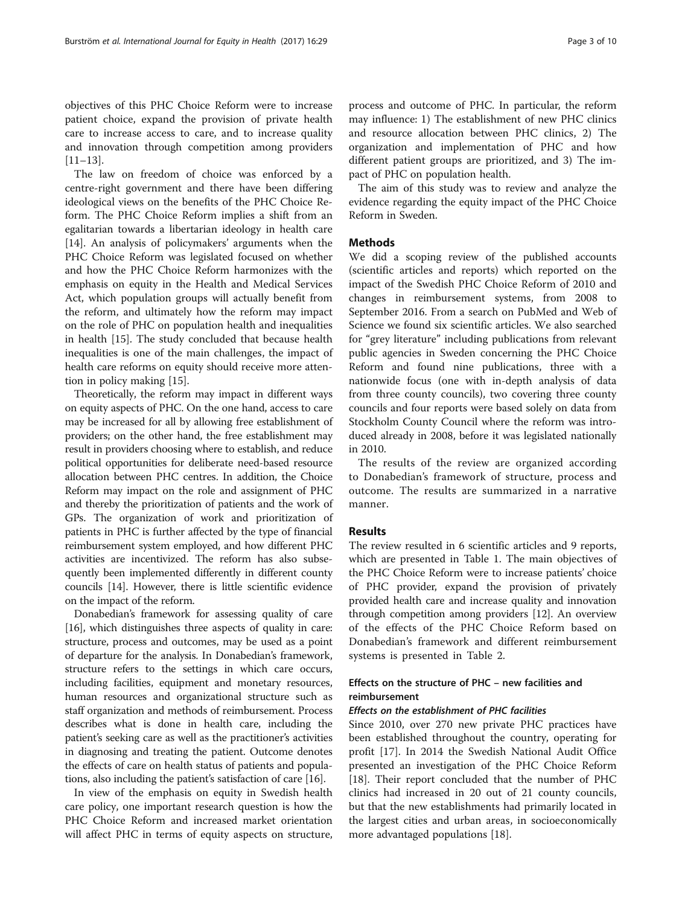objectives of this PHC Choice Reform were to increase patient choice, expand the provision of private health care to increase access to care, and to increase quality and innovation through competition among providers [11–13].

The law on freedom of choice was enforced by a centre-right government and there have been differing ideological views on the benefits of the PHC Choice Reform. The PHC Choice Reform implies a shift from an egalitarian towards a libertarian ideology in health care [14]. An analysis of policymakers' arguments when the PHC Choice Reform was legislated focused on whether and how the PHC Choice Reform harmonizes with the emphasis on equity in the Health and Medical Services Act, which population groups will actually benefit from the reform, and ultimately how the reform may impact on the role of PHC on population health and inequalities in health [15]. The study concluded that because health inequalities is one of the main challenges, the impact of health care reforms on equity should receive more attention in policy making [15].

Theoretically, the reform may impact in different ways on equity aspects of PHC. On the one hand, access to care may be increased for all by allowing free establishment of providers; on the other hand, the free establishment may result in providers choosing where to establish, and reduce political opportunities for deliberate need-based resource allocation between PHC centres. In addition, the Choice Reform may impact on the role and assignment of PHC and thereby the prioritization of patients and the work of GPs. The organization of work and prioritization of patients in PHC is further affected by the type of financial reimbursement system employed, and how different PHC activities are incentivized. The reform has also subsequently been implemented differently in different county councils [14]. However, there is little scientific evidence on the impact of the reform.

Donabedian's framework for assessing quality of care [16], which distinguishes three aspects of quality in care: structure, process and outcomes, may be used as a point of departure for the analysis. In Donabedian's framework, structure refers to the settings in which care occurs, including facilities, equipment and monetary resources, human resources and organizational structure such as staff organization and methods of reimbursement. Process describes what is done in health care, including the patient's seeking care as well as the practitioner's activities in diagnosing and treating the patient. Outcome denotes the effects of care on health status of patients and populations, also including the patient's satisfaction of care [16].

In view of the emphasis on equity in Swedish health care policy, one important research question is how the PHC Choice Reform and increased market orientation will affect PHC in terms of equity aspects on structure, process and outcome of PHC. In particular, the reform may influence: 1) The establishment of new PHC clinics and resource allocation between PHC clinics, 2) The organization and implementation of PHC and how different patient groups are prioritized, and 3) The impact of PHC on population health.

The aim of this study was to review and analyze the evidence regarding the equity impact of the PHC Choice Reform in Sweden.

## Methods

We did a scoping review of the published accounts (scientific articles and reports) which reported on the impact of the Swedish PHC Choice Reform of 2010 and changes in reimbursement systems, from 2008 to September 2016. From a search on PubMed and Web of Science we found six scientific articles. We also searched for "grey literature" including publications from relevant public agencies in Sweden concerning the PHC Choice Reform and found nine publications, three with a nationwide focus (one with in-depth analysis of data from three county councils), two covering three county councils and four reports were based solely on data from Stockholm County Council where the reform was introduced already in 2008, before it was legislated nationally in 2010.

The results of the review are organized according to Donabedian's framework of structure, process and outcome. The results are summarized in a narrative manner.

## Results

The review resulted in 6 scientific articles and 9 reports, which are presented in Table 1. The main objectives of the PHC Choice Reform were to increase patients' choice of PHC provider, expand the provision of privately provided health care and increase quality and innovation through competition among providers [12]. An overview of the effects of the PHC Choice Reform based on Donabedian's framework and different reimbursement systems is presented in Table 2.

### Effects on the structure of PHC – new facilities and reimbursement

#### *Effects on the establishment of PHC facilities*

Since 2010, over 270 new private PHC practices have been established throughout the country, operating for profit [17]. In 2014 the Swedish National Audit Office presented an investigation of the PHC Choice Reform [18]. Their report concluded that the number of PHC clinics had increased in 20 out of 21 county councils, but that the new establishments had primarily located in the largest cities and urban areas, in socioeconomically more advantaged populations [18].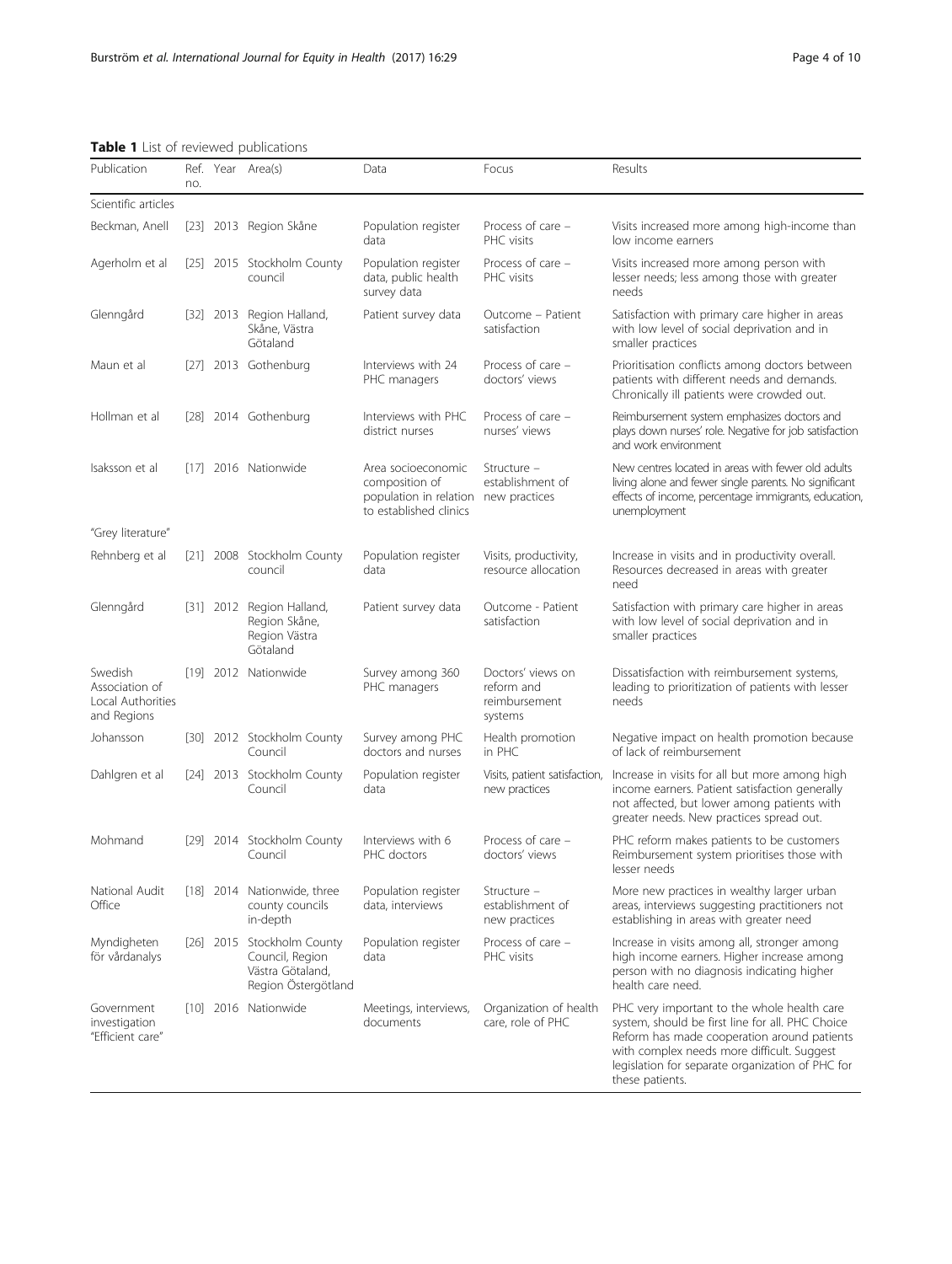**Table 1** List of reviewed publications

| Publication | Ref. no. | Year | Area(s) | Data | Focus | Results |
|---|---|---|---|---|---|---|
| Scientific articles | | | | | | |
| Beckman, Anell | [23] | 2013 | Region Skåne | Population register data | Process of care – PHC visits | Visits increased more among high-income than low income earners |
| Agerholm et al | [25] | 2015 | Stockholm County council | Population register data, public health survey data | Process of care – PHC visits | Visits increased more among person with lesser needs; less among those with greater needs |
| Glenngård | [32] | 2013 | Region Halland, Skåne, Västra Götaland | Patient survey data | Outcome – Patient satisfaction | Satisfaction with primary care higher in areas with low level of social deprivation and in smaller practices |
| Maun et al | [27] | 2013 | Gothenburg | Interviews with 24 PHC managers | Process of care – doctors' views | Prioritisation conflicts among doctors between patients with different needs and demands. Chronically ill patients were crowded out. |
| Hollman et al | [28] | 2014 | Gothenburg | Interviews with PHC district nurses | Process of care – nurses' views | Reimbursement system emphasizes doctors and plays down nurses' role. Negative for job satisfaction and work environment |
| Isaksson et al | [17] | 2016 | Nationwide | Area socioeconomic composition of population in relation to established clinics | Structure – establishment of new practices | New centres located in areas with fewer old adults living alone and fewer single parents. No significant effects of income, percentage immigrants, education, unemployment |
| "Grey literature" | | | | | | |
| Rehnberg et al | [21] | 2008 | Stockholm County council | Population register data | Visits, productivity, resource allocation | Increase in visits and in productivity overall. Resources decreased in areas with greater need |
| Glenngård | [31] | 2012 | Region Halland, Region Skåne, Region Västra Götaland | Patient survey data | Outcome - Patient satisfaction | Satisfaction with primary care higher in areas with low level of social deprivation and in smaller practices |
| Swedish Association of Local Authorities and Regions | [19] | 2012 | Nationwide | Survey among 360 PHC managers | Doctors' views on reform and reimbursement systems | Dissatisfaction with reimbursement systems, leading to prioritization of patients with lesser needs |
| Johansson | [30] | 2012 | Stockholm County Council | Survey among PHC doctors and nurses | Health promotion in PHC | Negative impact on health promotion because of lack of reimbursement |
| Dahlgren et al | [24] | 2013 | Stockholm County Council | Population register data | Visits, patient satisfaction, new practices | Increase in visits for all but more among high income earners. Patient satisfaction generally not affected, but lower among patients with greater needs. New practices spread out. |
| Mohmand | [29] | 2014 | Stockholm County Council | Interviews with 6 PHC doctors | Process of care – doctors' views | PHC reform makes patients to be customers Reimbursement system prioritises those with lesser needs |
| National Audit Office | [18] | 2014 | Nationwide, three county councils in-depth | Population register data, interviews | Structure – establishment of new practices | More new practices in wealthy larger urban areas, interviews suggesting practitioners not establishing in areas with greater need |
| Myndigheten för vårdanalys | [26] | 2015 | Stockholm County Council, Region Västra Götaland, Region Östergötland | Population register data | Process of care – PHC visits | Increase in visits among all, stronger among high income earners. Higher increase among person with no diagnosis indicating higher health care need. |
| Government investigation "Efficient care" | [10] | 2016 | Nationwide | Meetings, interviews, documents | Organization of health care, role of PHC | PHC very important to the whole health care system, should be first line for all. PHC Choice Reform has made cooperation around patients with complex needs more difficult. Suggest legislation for separate organization of PHC for these patients. |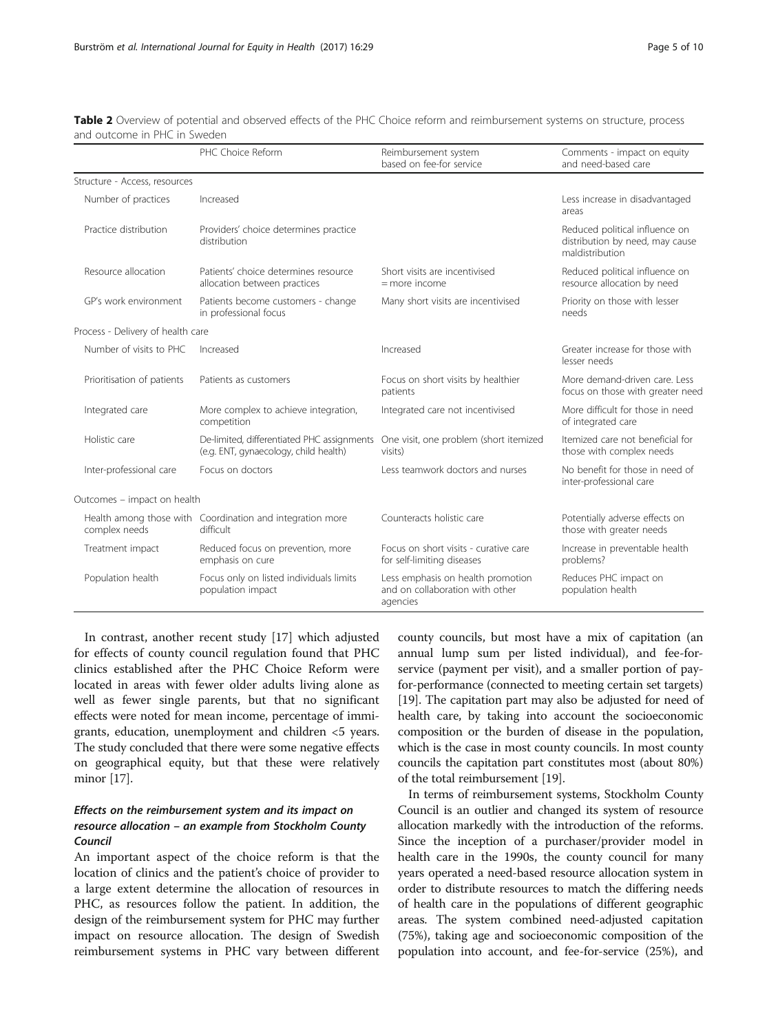**Table 2** Overview of potential and observed effects of the PHC Choice reform and reimbursement systems on structure, process and outcome in PHC in Sweden

| | PHC Choice Reform | Reimbursement system based on fee-for service | Comments - impact on equity and need-based care |
|---|---|---|---|
| Structure - Access, resources | | | |
| Number of practices | Increased | | Less increase in disadvantaged areas |
| Practice distribution | Providers' choice determines practice distribution | | Reduced political influence on distribution by need, may cause maldistribution |
| Resource allocation | Patients' choice determines resource allocation between practices | Short visits are incentivised = more income | Reduced political influence on resource allocation by need |
| GP's work environment | Patients become customers - change in professional focus | Many short visits are incentivised | Priority on those with lesser needs |
| Process - Delivery of health care | | | |
| Number of visits to PHC | Increased | Increased | Greater increase for those with lesser needs |
| Prioritisation of patients | Patients as customers | Focus on short visits by healthier patients | More demand-driven care. Less focus on those with greater need |
| Integrated care | More complex to achieve integration, competition | Integrated care not incentivised | More difficult for those in need of integrated care |
| Holistic care | De-limited, differentiated PHC assignments (e.g. ENT, gynaecology, child health) | One visit, one problem (short itemized visits) | Itemized care not beneficial for those with complex needs |
| Inter-professional care | Focus on doctors | Less teamwork doctors and nurses | No benefit for those in need of inter-professional care |
| Outcomes – impact on health | | | |
| Health among those with complex needs | Coordination and integration more difficult | Counteracts holistic care | Potentially adverse effects on those with greater needs |
| Treatment impact | Reduced focus on prevention, more emphasis on cure | Focus on short visits - curative care for self-limiting diseases | Increase in preventable health problems? |
| Population health | Focus only on listed individuals limits population impact | Less emphasis on health promotion and on collaboration with other agencies | Reduces PHC impact on population health |

In contrast, another recent study [17] which adjusted for effects of county council regulation found that PHC clinics established after the PHC Choice Reform were located in areas with fewer older adults living alone as well as fewer single parents, but that no significant effects were noted for mean income, percentage of immigrants, education, unemployment and children <5 years. The study concluded that there were some negative effects on geographical equity, but that these were relatively minor [17].

### *Effects on the reimbursement system and its impact on resource allocation – an example from Stockholm County Council*

An important aspect of the choice reform is that the location of clinics and the patient's choice of provider to a large extent determine the allocation of resources in PHC, as resources follow the patient. In addition, the design of the reimbursement system for PHC may further impact on resource allocation. The design of Swedish reimbursement systems in PHC vary between different county councils, but most have a mix of capitation (an annual lump sum per listed individual), and fee-for-service (payment per visit), and a smaller portion of pay-for-performance (connected to meeting certain set targets) [19]. The capitation part may also be adjusted for need of health care, by taking into account the socioeconomic composition or the burden of disease in the population, which is the case in most county councils. In most county councils the capitation part constitutes most (about 80%) of the total reimbursement [19].

In terms of reimbursement systems, Stockholm County Council is an outlier and changed its system of resource allocation markedly with the introduction of the reforms. Since the inception of a purchaser/provider model in health care in the 1990s, the county council for many years operated a need-based resource allocation system in order to distribute resources to match the differing needs of health care in the populations of different geographic areas. The system combined need-adjusted capitation (75%), taking age and socioeconomic composition of the population into account, and fee-for-service (25%), and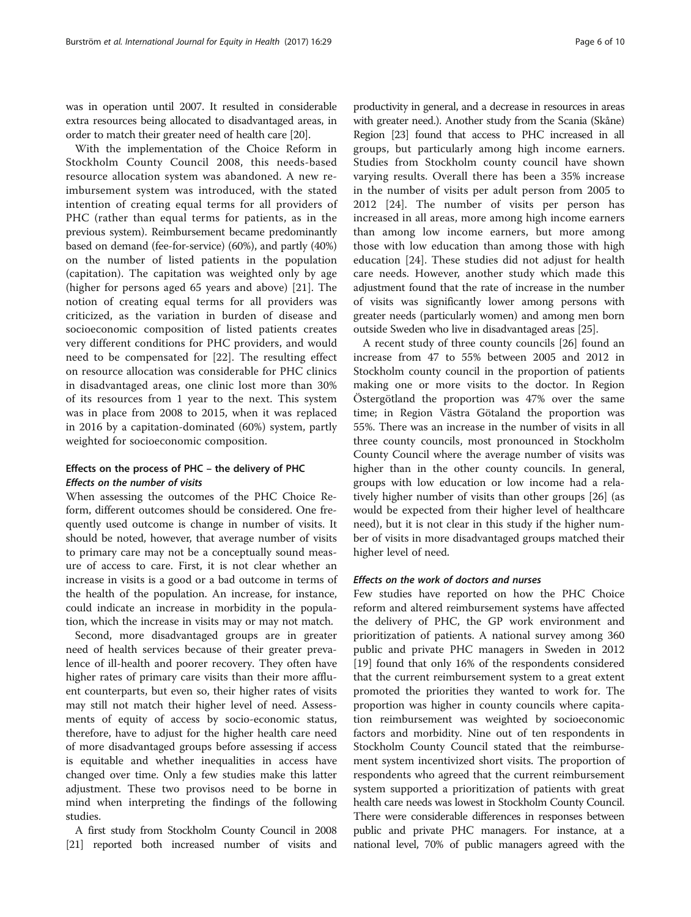was in operation until 2007. It resulted in considerable extra resources being allocated to disadvantaged areas, in order to match their greater need of health care [20].

With the implementation of the Choice Reform in Stockholm County Council 2008, this needs-based resource allocation system was abandoned. A new reimbursement system was introduced, with the stated intention of creating equal terms for all providers of PHC (rather than equal terms for patients, as in the previous system). Reimbursement became predominantly based on demand (fee-for-service) (60%), and partly (40%) on the number of listed patients in the population (capitation). The capitation was weighted only by age (higher for persons aged 65 years and above) [21]. The notion of creating equal terms for all providers was criticized, as the variation in burden of disease and socioeconomic composition of listed patients creates very different conditions for PHC providers, and would need to be compensated for [22]. The resulting effect on resource allocation was considerable for PHC clinics in disadvantaged areas, one clinic lost more than 30% of its resources from 1 year to the next. This system was in place from 2008 to 2015, when it was replaced in 2016 by a capitation-dominated (60%) system, partly weighted for socioeconomic composition.

## Effects on the process of PHC – the delivery of PHC

### *Effects on the number of visits*

When assessing the outcomes of the PHC Choice Reform, different outcomes should be considered. One frequently used outcome is change in number of visits. It should be noted, however, that average number of visits to primary care may not be a conceptually sound measure of access to care. First, it is not clear whether an increase in visits is a good or a bad outcome in terms of the health of the population. An increase, for instance, could indicate an increase in morbidity in the population, which the increase in visits may or may not match.

Second, more disadvantaged groups are in greater need of health services because of their greater prevalence of ill-health and poorer recovery. They often have higher rates of primary care visits than their more affluent counterparts, but even so, their higher rates of visits may still not match their higher level of need. Assessments of equity of access by socio-economic status, therefore, have to adjust for the higher health care need of more disadvantaged groups before assessing if access is equitable and whether inequalities in access have changed over time. Only a few studies make this latter adjustment. These two provisos need to be borne in mind when interpreting the findings of the following studies.

A first study from Stockholm County Council in 2008 [21] reported both increased number of visits and productivity in general, and a decrease in resources in areas with greater need.). Another study from the Scania (Skåne) Region [23] found that access to PHC increased in all groups, but particularly among high income earners. Studies from Stockholm county council have shown varying results. Overall there has been a 35% increase in the number of visits per adult person from 2005 to 2012 [24]. The number of visits per person has increased in all areas, more among high income earners than among low income earners, but more among those with low education than among those with high education [24]. These studies did not adjust for health care needs. However, another study which made this adjustment found that the rate of increase in the number of visits was significantly lower among persons with greater needs (particularly women) and among men born outside Sweden who live in disadvantaged areas [25].

A recent study of three county councils [26] found an increase from 47 to 55% between 2005 and 2012 in Stockholm county council in the proportion of patients making one or more visits to the doctor. In Region Östergötland the proportion was 47% over the same time; in Region Västra Götaland the proportion was 55%. There was an increase in the number of visits in all three county councils, most pronounced in Stockholm County Council where the average number of visits was higher than in the other county councils. In general, groups with low education or low income had a relatively higher number of visits than other groups [26] (as would be expected from their higher level of healthcare need), but it is not clear in this study if the higher number of visits in more disadvantaged groups matched their higher level of need.

### *Effects on the work of doctors and nurses*

Few studies have reported on how the PHC Choice reform and altered reimbursement systems have affected the delivery of PHC, the GP work environment and prioritization of patients. A national survey among 360 public and private PHC managers in Sweden in 2012 [19] found that only 16% of the respondents considered that the current reimbursement system to a great extent promoted the priorities they wanted to work for. The proportion was higher in county councils where capitation reimbursement was weighted by socioeconomic factors and morbidity. Nine out of ten respondents in Stockholm County Council stated that the reimbursement system incentivized short visits. The proportion of respondents who agreed that the current reimbursement system supported a prioritization of patients with great health care needs was lowest in Stockholm County Council. There were considerable differences in responses between public and private PHC managers. For instance, at a national level, 70% of public managers agreed with the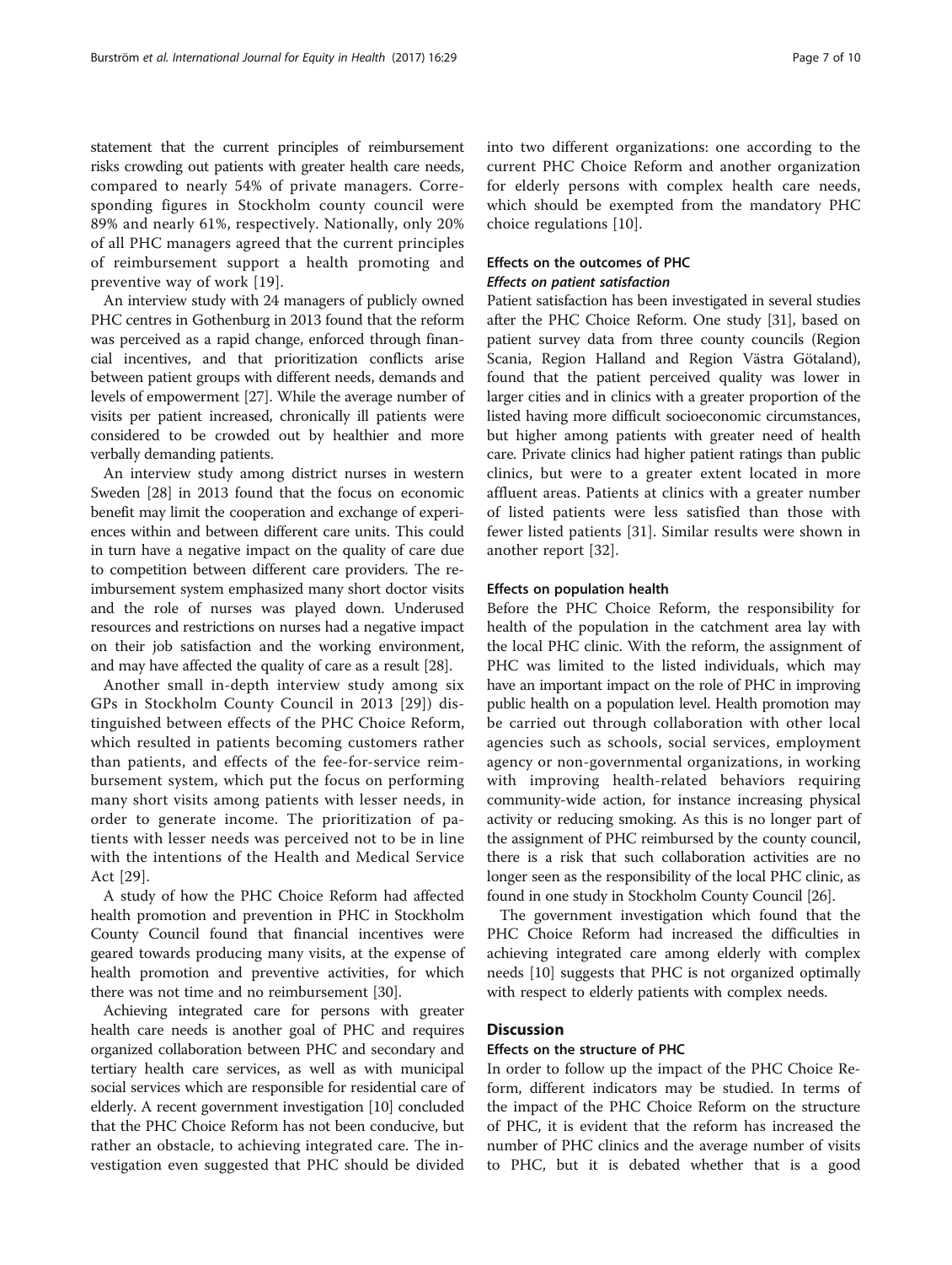statement that the current principles of reimbursement risks crowding out patients with greater health care needs, compared to nearly 54% of private managers. Corresponding figures in Stockholm county council were 89% and nearly 61%, respectively. Nationally, only 20% of all PHC managers agreed that the current principles of reimbursement support a health promoting and preventive way of work [19].

An interview study with 24 managers of publicly owned PHC centres in Gothenburg in 2013 found that the reform was perceived as a rapid change, enforced through financial incentives, and that prioritization conflicts arise between patient groups with different needs, demands and levels of empowerment [27]. While the average number of visits per patient increased, chronically ill patients were considered to be crowded out by healthier and more verbally demanding patients.

An interview study among district nurses in western Sweden [28] in 2013 found that the focus on economic benefit may limit the cooperation and exchange of experiences within and between different care units. This could in turn have a negative impact on the quality of care due to competition between different care providers. The reimbursement system emphasized many short doctor visits and the role of nurses was played down. Underused resources and restrictions on nurses had a negative impact on their job satisfaction and the working environment, and may have affected the quality of care as a result [28].

Another small in-depth interview study among six GPs in Stockholm County Council in 2013 [29]) distinguished between effects of the PHC Choice Reform, which resulted in patients becoming customers rather than patients, and effects of the fee-for-service reimbursement system, which put the focus on performing many short visits among patients with lesser needs, in order to generate income. The prioritization of patients with lesser needs was perceived not to be in line with the intentions of the Health and Medical Service Act [29].

A study of how the PHC Choice Reform had affected health promotion and prevention in PHC in Stockholm County Council found that financial incentives were geared towards producing many visits, at the expense of health promotion and preventive activities, for which there was not time and no reimbursement [30].

Achieving integrated care for persons with greater health care needs is another goal of PHC and requires organized collaboration between PHC and secondary and tertiary health care services, as well as with municipal social services which are responsible for residential care of elderly. A recent government investigation [10] concluded that the PHC Choice Reform has not been conducive, but rather an obstacle, to achieving integrated care. The investigation even suggested that PHC should be divided into two different organizations: one according to the current PHC Choice Reform and another organization for elderly persons with complex health care needs, which should be exempted from the mandatory PHC choice regulations [10].

### Effects on the outcomes of PHC

#### *Effects on patient satisfaction*

Patient satisfaction has been investigated in several studies after the PHC Choice Reform. One study [31], based on patient survey data from three county councils (Region Scania, Region Halland and Region Västra Götaland), found that the patient perceived quality was lower in larger cities and in clinics with a greater proportion of the listed having more difficult socioeconomic circumstances, but higher among patients with greater need of health care. Private clinics had higher patient ratings than public clinics, but were to a greater extent located in more affluent areas. Patients at clinics with a greater number of listed patients were less satisfied than those with fewer listed patients [31]. Similar results were shown in another report [32].

#### Effects on population health

Before the PHC Choice Reform, the responsibility for health of the population in the catchment area lay with the local PHC clinic. With the reform, the assignment of PHC was limited to the listed individuals, which may have an important impact on the role of PHC in improving public health on a population level. Health promotion may be carried out through collaboration with other local agencies such as schools, social services, employment agency or non-governmental organizations, in working with improving health-related behaviors requiring community-wide action, for instance increasing physical activity or reducing smoking. As this is no longer part of the assignment of PHC reimbursed by the county council, there is a risk that such collaboration activities are no longer seen as the responsibility of the local PHC clinic, as found in one study in Stockholm County Council [26].

The government investigation which found that the PHC Choice Reform had increased the difficulties in achieving integrated care among elderly with complex needs [10] suggests that PHC is not organized optimally with respect to elderly patients with complex needs.

## Discussion

### Effects on the structure of PHC

In order to follow up the impact of the PHC Choice Reform, different indicators may be studied. In terms of the impact of the PHC Choice Reform on the structure of PHC, it is evident that the reform has increased the number of PHC clinics and the average number of visits to PHC, but it is debated whether that is a good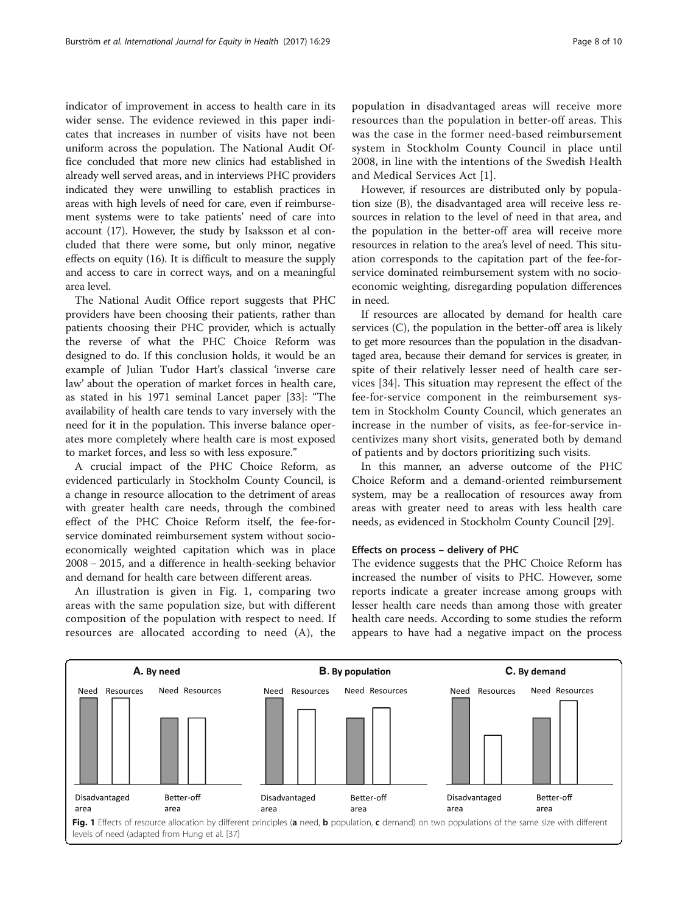indicator of improvement in access to health care in its wider sense. The evidence reviewed in this paper indicates that increases in number of visits have not been uniform across the population. The National Audit Office concluded that more new clinics had established in already well served areas, and in interviews PHC providers indicated they were unwilling to establish practices in areas with high levels of need for care, even if reimbursement systems were to take patients' need of care into account (17). However, the study by Isaksson et al concluded that there were some, but only minor, negative effects on equity (16). It is difficult to measure the supply and access to care in correct ways, and on a meaningful area level.

The National Audit Office report suggests that PHC providers have been choosing their patients, rather than patients choosing their PHC provider, which is actually the reverse of what the PHC Choice Reform was designed to do. If this conclusion holds, it would be an example of Julian Tudor Hart's classical 'inverse care law' about the operation of market forces in health care, as stated in his 1971 seminal Lancet paper [33]: "The availability of health care tends to vary inversely with the need for it in the population. This inverse balance operates more completely where health care is most exposed to market forces, and less so with less exposure."

A crucial impact of the PHC Choice Reform, as evidenced particularly in Stockholm County Council, is a change in resource allocation to the detriment of areas with greater health care needs, through the combined effect of the PHC Choice Reform itself, the fee-for-service dominated reimbursement system without socio-economically weighted capitation which was in place 2008 – 2015, and a difference in health-seeking behavior and demand for health care between different areas.

An illustration is given in Fig. 1, comparing two areas with the same population size, but with different composition of the population with respect to need. If resources are allocated according to need (A), the population in disadvantaged areas will receive more resources than the population in better-off areas. This was the case in the former need-based reimbursement system in Stockholm County Council in place until 2008, in line with the intentions of the Swedish Health and Medical Services Act [1].

However, if resources are distributed only by population size (B), the disadvantaged area will receive less resources in relation to the level of need in that area, and the population in the better-off area will receive more resources in relation to the area's level of need. This situation corresponds to the capitation part of the fee-for-service dominated reimbursement system with no socio-economic weighting, disregarding population differences in need.

If resources are allocated by demand for health care services (C), the population in the better-off area is likely to get more resources than the population in the disadvantaged area, because their demand for services is greater, in spite of their relatively lesser need of health care services [34]. This situation may represent the effect of the fee-for-service component in the reimbursement system in Stockholm County Council, which generates an increase in the number of visits, as fee-for-service incentivizes many short visits, generated both by demand of patients and by doctors prioritizing such visits.

In this manner, an adverse outcome of the PHC Choice Reform and a demand-oriented reimbursement system, may be a reallocation of resources away from areas with greater need to areas with less health care needs, as evidenced in Stockholm County Council [29].

### Effects on process – delivery of PHC

The evidence suggests that the PHC Choice Reform has increased the number of visits to PHC. However, some reports indicate a greater increase among groups with lesser health care needs than among those with greater health care needs. According to some studies the reform appears to have had a negative impact on the process

**Fig. 1** Effects of resource allocation by different principles (**a** need, **b** population, **c** demand) on two populations of the same size with different levels of need (adapted from Hung et al. [37]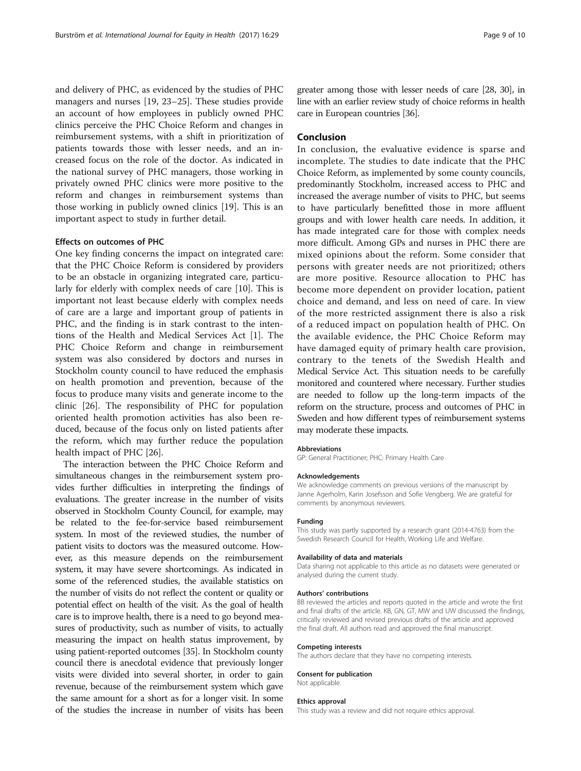and delivery of PHC, as evidenced by the studies of PHC managers and nurses [19, 23–25]. These studies provide an account of how employees in publicly owned PHC clinics perceive the PHC Choice Reform and changes in reimbursement systems, with a shift in prioritization of patients towards those with lesser needs, and an increased focus on the role of the doctor. As indicated in the national survey of PHC managers, those working in privately owned PHC clinics were more positive to the reform and changes in reimbursement systems than those working in publicly owned clinics [19]. This is an important aspect to study in further detail.

### Effects on outcomes of PHC

One key finding concerns the impact on integrated care: that the PHC Choice Reform is considered by providers to be an obstacle in organizing integrated care, particularly for elderly with complex needs of care [10]. This is important not least because elderly with complex needs of care are a large and important group of patients in PHC, and the finding is in stark contrast to the intentions of the Health and Medical Services Act [1]. The PHC Choice Reform and change in reimbursement system was also considered by doctors and nurses in Stockholm county council to have reduced the emphasis on health promotion and prevention, because of the focus to produce many visits and generate income to the clinic [26]. The responsibility of PHC for population oriented health promotion activities has also been reduced, because of the focus only on listed patients after the reform, which may further reduce the population health impact of PHC [26].

The interaction between the PHC Choice Reform and simultaneous changes in the reimbursement system provides further difficulties in interpreting the findings of evaluations. The greater increase in the number of visits observed in Stockholm County Council, for example, may be related to the fee-for-service based reimbursement system. In most of the reviewed studies, the number of patient visits to doctors was the measured outcome. However, as this measure depends on the reimbursement system, it may have severe shortcomings. As indicated in some of the referenced studies, the available statistics on the number of visits do not reflect the content or quality or potential effect on health of the visit. As the goal of health care is to improve health, there is a need to go beyond measures of productivity, such as number of visits, to actually measuring the impact on health status improvement, by using patient-reported outcomes [35]. In Stockholm county council there is anecdotal evidence that previously longer visits were divided into several shorter, in order to gain revenue, because of the reimbursement system which gave the same amount for a short as for a longer visit. In some of the studies the increase in number of visits has been greater among those with lesser needs of care [28, 30], in line with an earlier review study of choice reforms in health care in European countries [36].

## Conclusion

In conclusion, the evaluative evidence is sparse and incomplete. The studies to date indicate that the PHC Choice Reform, as implemented by some county councils, predominantly Stockholm, increased access to PHC and increased the average number of visits to PHC, but seems to have particularly benefitted those in more affluent groups and with lower health care needs. In addition, it has made integrated care for those with complex needs more difficult. Among GPs and nurses in PHC there are mixed opinions about the reform. Some consider that persons with greater needs are not prioritized; others are more positive. Resource allocation to PHC has become more dependent on provider location, patient choice and demand, and less on need of care. In view of the more restricted assignment there is also a risk of a reduced impact on population health of PHC. On the available evidence, the PHC Choice Reform may have damaged equity of primary health care provision, contrary to the tenets of the Swedish Health and Medical Service Act. This situation needs to be carefully monitored and countered where necessary. Further studies are needed to follow up the long-term impacts of the reform on the structure, process and outcomes of PHC in Sweden and how different types of reimbursement systems may moderate these impacts.

#### Abbreviations

GP: General Practitioner; PHC: Primary Health Care

#### Acknowledgements

We acknowledge comments on previous versions of the manuscript by Janne Agerholm, Karin Josefsson and Sofie Vengberg. We are grateful for comments by anonymous reviewers.

#### Funding

This study was partly supported by a research grant (2014-4763) from the Swedish Research Council for Health, Working Life and Welfare.

#### Availability of data and materials

Data sharing not applicable to this article as no datasets were generated or analysed during the current study.

#### Authors' contributions

BB reviewed the articles and reports quoted in the article and wrote the first and final drafts of the article. KB, GN, GT, MW and UW discussed the findings, critically reviewed and revised previous drafts of the article and approved the final draft. All authors read and approved the final manuscript.

#### Competing interests

The authors declare that they have no competing interests.

#### Consent for publication

Not applicable.

#### Ethics approval

This study was a review and did not require ethics approval.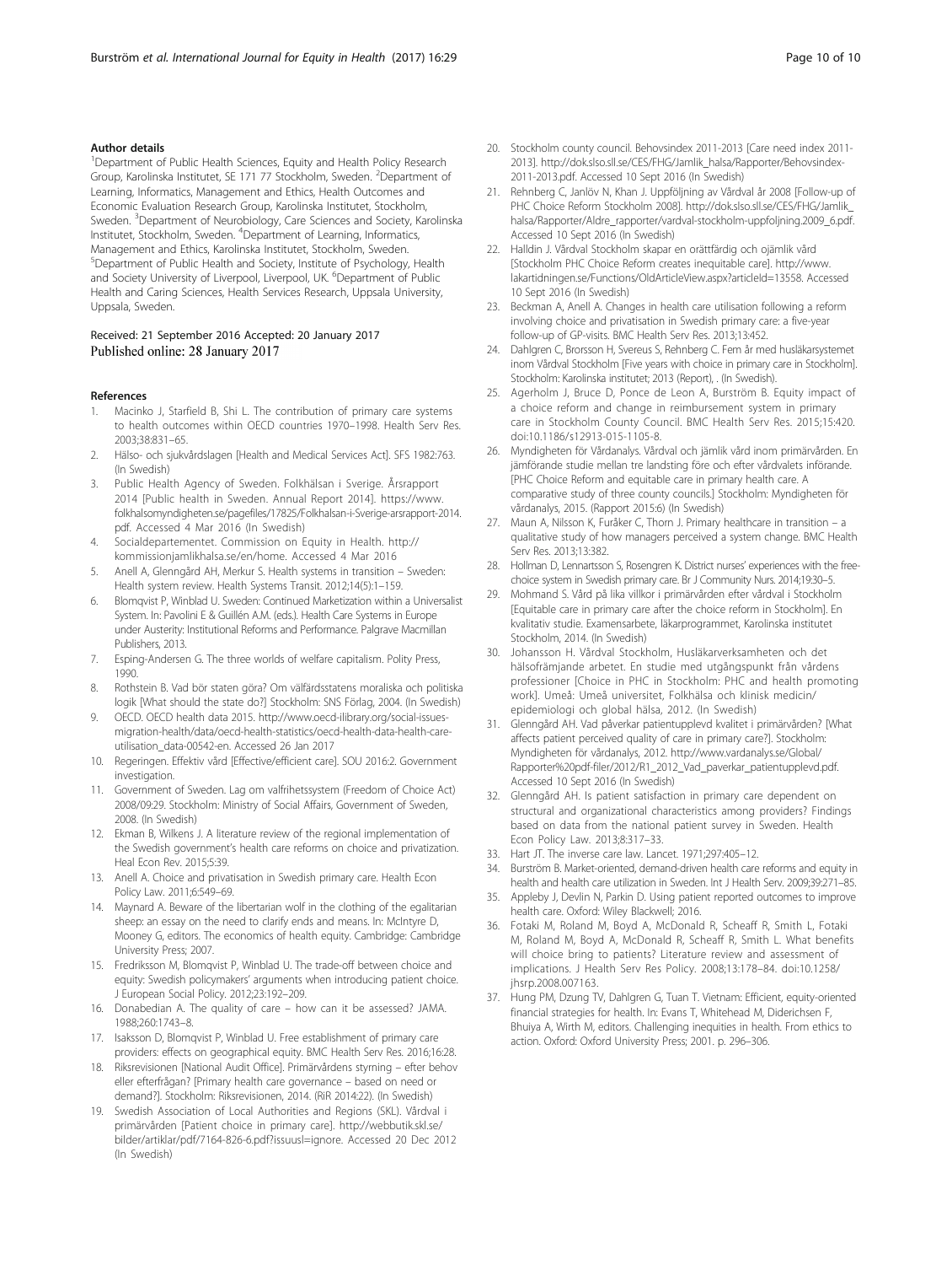#### Author details

[1]Department of Public Health Sciences, Equity and Health Policy Research Group, Karolinska Institutet, SE 171 77 Stockholm, Sweden. [2]Department of Learning, Informatics, Management and Ethics, Health Outcomes and Economic Evaluation Research Group, Karolinska Institutet, Stockholm, Sweden. [3]Department of Neurobiology, Care Sciences and Society, Karolinska Institutet, Stockholm, Sweden. [4]Department of Learning, Informatics, Management and Ethics, Karolinska Institutet, Stockholm, Sweden. [5]Department of Public Health and Society, Institute of Psychology, Health and Society University of Liverpool, Liverpool, UK. [6]Department of Public Health and Caring Sciences, Health Services Research, Uppsala University, Uppsala, Sweden.

Received: 21 September 2016 Accepted: 20 January 2017
Published online: 28 January 2017

#### References

1. Macinko J, Starfield B, Shi L. The contribution of primary care systems to health outcomes within OECD countries 1970–1998. Health Serv Res. 2003;38:831–65.
2. Hälso- och sjukvårdslagen [Health and Medical Services Act]. SFS 1982:763. (In Swedish)
3. Public Health Agency of Sweden. Folkhälsan i Sverige. Årsrapport 2014 [Public health in Sweden. Annual Report 2014]. https://www.folkhalsomyndigheten.se/pagefiles/17825/Folkhalsan-i-Sverige-arsrapport-2014.pdf. Accessed 4 Mar 2016 (In Swedish)
4. Socialdepartementet. Commission on Equity in Health. http://kommissionjamlikhalsa.se/en/home. Accessed 4 Mar 2016
5. Anell A, Glenngård AH, Merkur S. Health systems in transition – Sweden: Health system review. Health Systems Transit. 2012;14(5):1–159.
6. Blomqvist P, Winblad U. Sweden: Continued Marketization within a Universalist System. In: Pavolini E & Guillén A.M. (eds.). Health Care Systems in Europe under Austerity: Institutional Reforms and Performance. Palgrave Macmillan Publishers, 2013.
7. Esping-Andersen G. The three worlds of welfare capitalism. Polity Press, 1990.
8. Rothstein B. Vad bör staten göra? Om välfärdsstatens moraliska och politiska logik [What should the state do?] Stockholm: SNS Förlag, 2004. (In Swedish)
9. OECD. OECD health data 2015. http://www.oecd-ilibrary.org/social-issues-migration-health/data/oecd-health-statistics/oecd-health-data-health-care-utilisation_data-00542-en. Accessed 26 Jan 2017
10. Regeringen. Effektiv vård [Effective/efficient care]. SOU 2016:2. Government investigation.
11. Government of Sweden. Lag om valfrihetssystem (Freedom of Choice Act) 2008/09:29. Stockholm: Ministry of Social Affairs, Government of Sweden, 2008. (In Swedish)
12. Ekman B, Wilkens J. A literature review of the regional implementation of the Swedish government's health care reforms on choice and privatization. Heal Econ Rev. 2015;5:39.
13. Anell A. Choice and privatisation in Swedish primary care. Health Econ Policy Law. 2011;6:549–69.
14. Maynard A. Beware of the libertarian wolf in the clothing of the egalitarian sheep: an essay on the need to clarify ends and means. In: McIntyre D, Mooney G, editors. The economics of health equity. Cambridge: Cambridge University Press; 2007.
15. Fredriksson M, Blomqvist P, Winblad U. The trade-off between choice and equity: Swedish policymakers' arguments when introducing patient choice. J European Social Policy. 2012;23:192–209.
16. Donabedian A. The quality of care – how can it be assessed? JAMA. 1988;260:1743–8.
17. Isaksson D, Blomqvist P, Winblad U. Free establishment of primary care providers: effects on geographical equity. BMC Health Serv Res. 2016;16:28.
18. Riksrevisionen [National Audit Office]. Primärvårdens styrning – efter behov eller efterfrågan? [Primary health care governance – based on need or demand?]. Stockholm: Riksrevisionen, 2014. (RiR 2014:22). (In Swedish)
19. Swedish Association of Local Authorities and Regions (SKL). Vårdval i primärvården [Patient choice in primary care]. http://webbutik.skl.se/bilder/artiklar/pdf/7164-826-6.pdf?issuusl=ignore. Accessed 20 Dec 2012 (In Swedish)
20. Stockholm county council. Behovsindex 2011-2013 [Care need index 2011-2013]. http://dok.slso.sll.se/CES/FHG/Jamlik_halsa/Rapporter/Behovsindex-2011-2013.pdf. Accessed 10 Sept 2016 (In Swedish)
21. Rehnberg C, Janlöv N, Khan J. Uppföljning av Vårdval år 2008 [Follow-up of PHC Choice Reform Stockholm 2008]. http://dok.slso.sll.se/CES/FHG/Jamlik_halsa/Rapporter/Aldre_rapporter/vardval-stockholm-uppfoljning.2009_6.pdf. Accessed 10 Sept 2016 (In Swedish)
22. Halldin J. Vårdval Stockholm skapar en orättfärdig och ojämlik vård [Stockholm PHC Choice Reform creates inequitable care]. http://www.lakartidningen.se/Functions/OldArticleView.aspx?articleId=13558. Accessed 10 Sept 2016 (In Swedish)
23. Beckman A, Anell A. Changes in health care utilisation following a reform involving choice and privatisation in Swedish primary care: a five-year follow-up of GP-visits. BMC Health Serv Res. 2013;13:452.
24. Dahlgren C, Brorsson H, Svereus S, Rehnberg C. Fem år med husläkarsystemet inom Vårdval Stockholm [Five years with choice in primary care in Stockholm]. Stockholm: Karolinska institutet; 2013 (Report), . (In Swedish).
25. Agerholm J, Bruce D, Ponce de Leon A, Burström B. Equity impact of a choice reform and change in reimbursement system in primary care in Stockholm County Council. BMC Health Serv Res. 2015;15:420. doi:10.1186/s12913-015-1105-8.
26. Myndigheten för Vårdanalys. Vårdval och jämlik vård inom primärvården. En jämförande studie mellan tre landsting före och efter vårdvalets införande. [PHC Choice Reform and equitable care in primary health care. A comparative study of three county councils.] Stockholm: Myndigheten för vårdanalys, 2015. (Rapport 2015:6) (In Swedish)
27. Maun A, Nilsson K, Furåker C, Thorn J. Primary healthcare in transition – a qualitative study of how managers perceived a system change. BMC Health Serv Res. 2013;13:382.
28. Hollman D, Lennartsson S, Rosengren K. District nurses' experiences with the free-choice system in Swedish primary care. Br J Community Nurs. 2014;19:30–5.
29. Mohmand S. Vård på lika villkor i primärvården efter vårdval i Stockholm [Equitable care in primary care after the choice reform in Stockholm]. En kvalitativ studie. Examensarbete, läkarprogrammet, Karolinska institutet Stockholm, 2014. (In Swedish)
30. Johansson H. Vårdval Stockholm, Husläkarverksamheten och det hälsofrämjande arbetet. En studie med utgångspunkt från vårdens professioner [Choice in PHC in Stockholm: PHC and health promoting work]. Umeå: Umeå universitet, Folkhälsa och klinisk medicin/ epidemiologi och global hälsa, 2012. (In Swedish)
31. Glenngård AH. Vad påverkar patientupplevd kvalitet i primärvården? [What affects patient perceived quality of care in primary care?]. Stockholm: Myndigheten för vårdanalys, 2012. http://www.vardanalys.se/Global/Rapporter%20pdf-filer/2012/R1_2012_Vad_paverkar_patientupplevd.pdf. Accessed 10 Sept 2016 (In Swedish)
32. Glenngård AH. Is patient satisfaction in primary care dependent on structural and organizational characteristics among providers? Findings based on data from the national patient survey in Sweden. Health Econ Policy Law. 2013;8:317–33.
33. Hart JT. The inverse care law. Lancet. 1971;297:405–12.
34. Burström B. Market-oriented, demand-driven health care reforms and equity in health and health care utilization in Sweden. Int J Health Serv. 2009;39:271–85.
35. Appleby J, Devlin N, Parkin D. Using patient reported outcomes to improve health care. Oxford: Wiley Blackwell; 2016.
36. Fotaki M, Roland M, Boyd A, McDonald R, Scheaff R, Smith L, Fotaki M, Roland M, Boyd A, McDonald R, Scheaff R, Smith L. What benefits will choice bring to patients? Literature review and assessment of implications. J Health Serv Res Policy. 2008;13:178–84. doi:10.1258/jhsrp.2008.007163.
37. Hung PM, Dzung TV, Dahlgren G, Tuan T. Vietnam: Efficient, equity-oriented financial strategies for health. In: Evans T, Whitehead M, Diderichsen F, Bhuiya A, Wirth M, editors. Challenging inequities in health. From ethics to action. Oxford: Oxford University Press; 2001. p. 296–306.